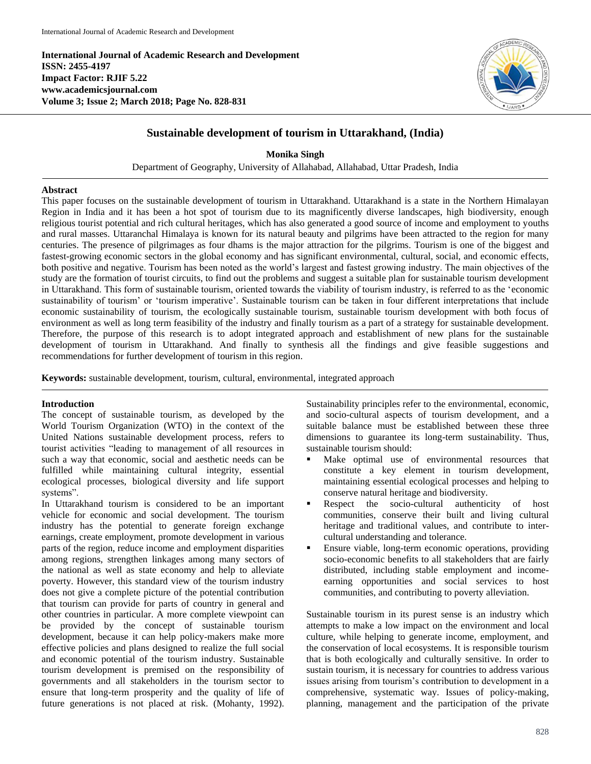# Sustainable development of tourism in Uttarakhand, (India)

**Monika Singh**

Department of Geography, University of Allahabad, Allahabad, Uttar Pradesh, India

## Abstract

This paper focuses on the sustainable development of tourism in Uttarakhand. Uttarakhand is a state in the Northern Himalayan Region in India and it has been a hot spot of tourism due to its magnificently diverse landscapes, high biodiversity, enough religious tourist potential and rich cultural heritages, which has also generated a good source of income and employment to youths and rural masses. Uttaranchal Himalaya is known for its natural beauty and pilgrims have been attracted to the region for many centuries. The presence of pilgrimages as four dhams is the major attraction for the pilgrims. Tourism is one of the biggest and fastest-growing economic sectors in the global economy and has significant environmental, cultural, social, and economic effects, both positive and negative. Tourism has been noted as the world's largest and fastest growing industry. The main objectives of the study are the formation of tourist circuits, to find out the problems and suggest a suitable plan for sustainable tourism development in Uttarakhand. This form of sustainable tourism, oriented towards the viability of tourism industry, is referred to as the 'economic sustainability of tourism' or 'tourism imperative'. Sustainable tourism can be taken in four different interpretations that include economic sustainability of tourism, the ecologically sustainable tourism, sustainable tourism development with both focus of environment as well as long term feasibility of the industry and finally tourism as a part of a strategy for sustainable development. Therefore, the purpose of this research is to adopt integrated approach and establishment of new plans for the sustainable development of tourism in Uttarakhand. And finally to synthesis all the findings and give feasible suggestions and recommendations for further development of tourism in this region.

**Keywords:** sustainable development, tourism, cultural, environmental, integrated approach

## Introduction

The concept of sustainable tourism, as developed by the World Tourism Organization (WTO) in the context of the United Nations sustainable development process, refers to tourist activities "leading to management of all resources in such a way that economic, social and aesthetic needs can be fulfilled while maintaining cultural integrity, essential ecological processes, biological diversity and life support systems".

In Uttarakhand tourism is considered to be an important vehicle for economic and social development. The tourism industry has the potential to generate foreign exchange earnings, create employment, promote development in various parts of the region, reduce income and employment disparities among regions, strengthen linkages among many sectors of the national as well as state economy and help to alleviate poverty. However, this standard view of the tourism industry does not give a complete picture of the potential contribution that tourism can provide for parts of country in general and other countries in particular. A more complete viewpoint can be provided by the concept of sustainable tourism development, because it can help policy-makers make more effective policies and plans designed to realize the full social and economic potential of the tourism industry. Sustainable tourism development is premised on the responsibility of governments and all stakeholders in the tourism sector to ensure that long-term prosperity and the quality of life of future generations is not placed at risk. (Mohanty, 1992). Sustainability principles refer to the environmental, economic, and socio-cultural aspects of tourism development, and a suitable balance must be established between these three dimensions to guarantee its long-term sustainability. Thus, sustainable tourism should:

- Make optimal use of environmental resources that constitute a key element in tourism development, maintaining essential ecological processes and helping to conserve natural heritage and biodiversity.
- Respect the socio-cultural authenticity of host communities, conserve their built and living cultural heritage and traditional values, and contribute to inter-cultural understanding and tolerance.
- Ensure viable, long-term economic operations, providing socio-economic benefits to all stakeholders that are fairly distributed, including stable employment and income-earning opportunities and social services to host communities, and contributing to poverty alleviation.

Sustainable tourism in its purest sense is an industry which attempts to make a low impact on the environment and local culture, while helping to generate income, employment, and the conservation of local ecosystems. It is responsible tourism that is both ecologically and culturally sensitive. In order to sustain tourism, it is necessary for countries to address various issues arising from tourism's contribution to development in a comprehensive, systematic way. Issues of policy-making, planning, management and the participation of the private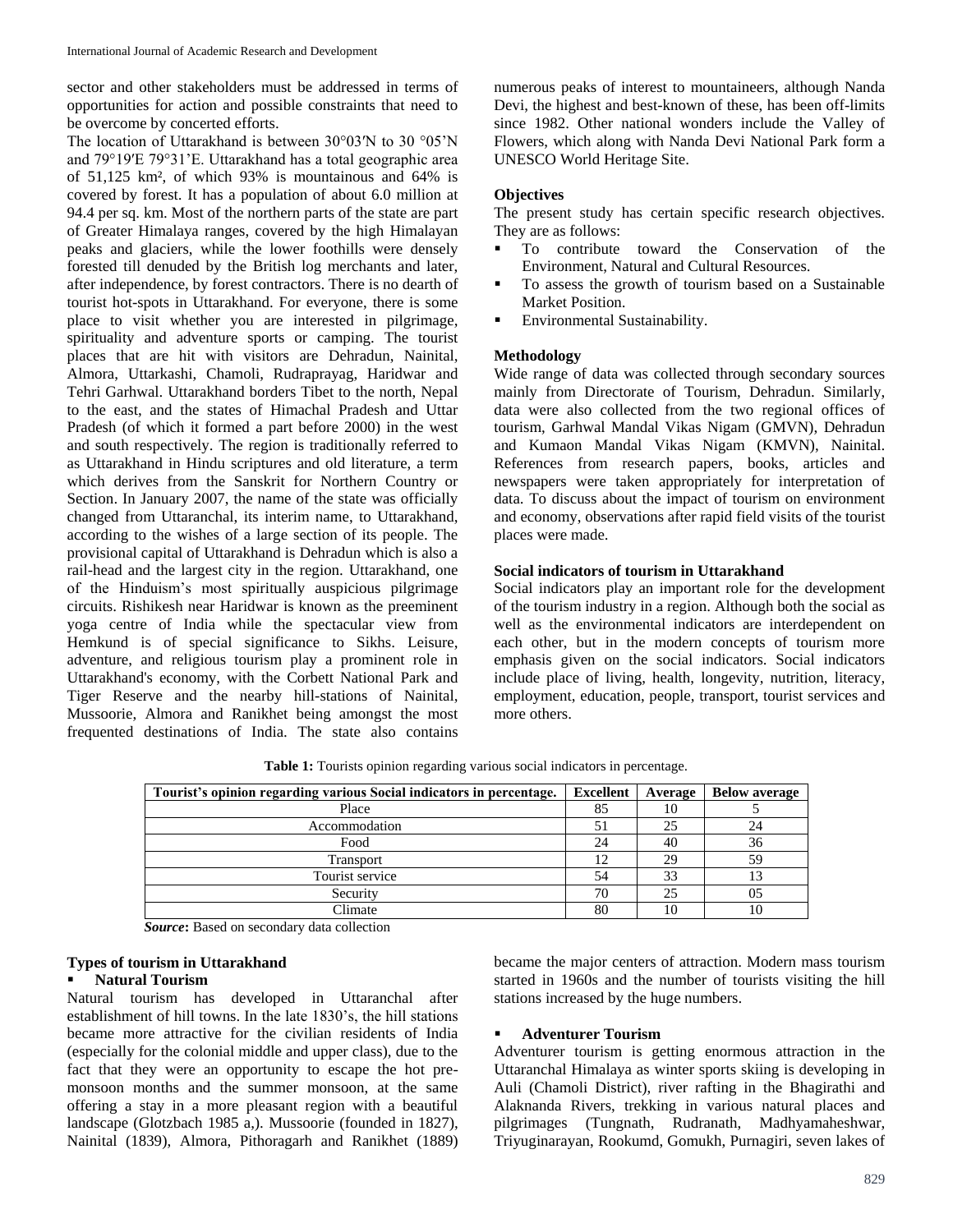sector and other stakeholders must be addressed in terms of opportunities for action and possible constraints that need to be overcome by concerted efforts.

The location of Uttarakhand is between 30°03′N to 30 °05'N and 79°19′E 79°31'E. Uttarakhand has a total geographic area of 51,125 km², of which 93% is mountainous and 64% is covered by forest. It has a population of about 6.0 million at 94.4 per sq. km. Most of the northern parts of the state are part of Greater Himalaya ranges, covered by the high Himalayan peaks and glaciers, while the lower foothills were densely forested till denuded by the British log merchants and later, after independence, by forest contractors. There is no dearth of tourist hot-spots in Uttarakhand. For everyone, there is some place to visit whether you are interested in pilgrimage, spirituality and adventure sports or camping. The tourist places that are hit with visitors are Dehradun, Nainital, Almora, Uttarkashi, Chamoli, Rudraprayag, Haridwar and Tehri Garhwal. Uttarakhand borders Tibet to the north, Nepal to the east, and the states of Himachal Pradesh and Uttar Pradesh (of which it formed a part before 2000) in the west and south respectively. The region is traditionally referred to as Uttarakhand in Hindu scriptures and old literature, a term which derives from the Sanskrit for Northern Country or Section. In January 2007, the name of the state was officially changed from Uttaranchal, its interim name, to Uttarakhand, according to the wishes of a large section of its people. The provisional capital of Uttarakhand is Dehradun which is also a rail-head and the largest city in the region. Uttarakhand, one of the Hinduism's most spiritually auspicious pilgrimage circuits. Rishikesh near Haridwar is known as the preeminent yoga centre of India while the spectacular view from Hemkund is of special significance to Sikhs. Leisure, adventure, and religious tourism play a prominent role in Uttarakhand's economy, with the Corbett National Park and Tiger Reserve and the nearby hill-stations of Nainital, Mussoorie, Almora and Ranikhet being amongst the most frequented destinations of India. The state also contains numerous peaks of interest to mountaineers, although Nanda Devi, the highest and best-known of these, has been off-limits since 1982. Other national wonders include the Valley of Flowers, which along with Nanda Devi National Park form a UNESCO World Heritage Site.

### Objectives

The present study has certain specific research objectives. They are as follows:

- To contribute toward the Conservation of the Environment, Natural and Cultural Resources.
- To assess the growth of tourism based on a Sustainable Market Position.
- Environmental Sustainability.

### Methodology

Wide range of data was collected through secondary sources mainly from Directorate of Tourism, Dehradun. Similarly, data were also collected from the two regional offices of tourism, Garhwal Mandal Vikas Nigam (GMVN), Dehradun and Kumaon Mandal Vikas Nigam (KMVN), Nainital. References from research papers, books, articles and newspapers were taken appropriately for interpretation of data. To discuss about the impact of tourism on environment and economy, observations after rapid field visits of the tourist places were made.

### Social indicators of tourism in Uttarakhand

Social indicators play an important role for the development of the tourism industry in a region. Although both the social as well as the environmental indicators are interdependent on each other, but in the modern concepts of tourism more emphasis given on the social indicators. Social indicators include place of living, health, longevity, nutrition, literacy, employment, education, people, transport, tourist services and more others.

**Table 1:** Tourists opinion regarding various social indicators in percentage.

| Tourist's opinion regarding various Social indicators in percentage. | Excellent | Average | Below average |
|---|---|---|---|
| Place | 85 | 10 | 5 |
| Accommodation | 51 | 25 | 24 |
| Food | 24 | 40 | 36 |
| Transport | 12 | 29 | 59 |
| Tourist service | 54 | 33 | 13 |
| Security | 70 | 25 | 05 |
| Climate | 80 | 10 | 10 |

***Source*:** Based on secondary data collection

### Types of tourism in Uttarakhand

- **Natural Tourism**

Natural tourism has developed in Uttaranchal after establishment of hill towns. In the late 1830's, the hill stations became more attractive for the civilian residents of India (especially for the colonial middle and upper class), due to the fact that they were an opportunity to escape the hot pre-monsoon months and the summer monsoon, at the same offering a stay in a more pleasant region with a beautiful landscape (Glotzbach 1985 a,). Mussoorie (founded in 1827), Nainital (1839), Almora, Pithoragarh and Ranikhet (1889) became the major centers of attraction. Modern mass tourism started in 1960s and the number of tourists visiting the hill stations increased by the huge numbers.

- **Adventurer Tourism**

Adventurer tourism is getting enormous attraction in the Uttaranchal Himalaya as winter sports skiing is developing in Auli (Chamoli District), river rafting in the Bhagirathi and Alaknanda Rivers, trekking in various natural places and pilgrimages (Tungnath, Rudranath, Madhyamaheshwar, Triyuginarayan, Rookumd, Gomukh, Purnagiri, seven lakes of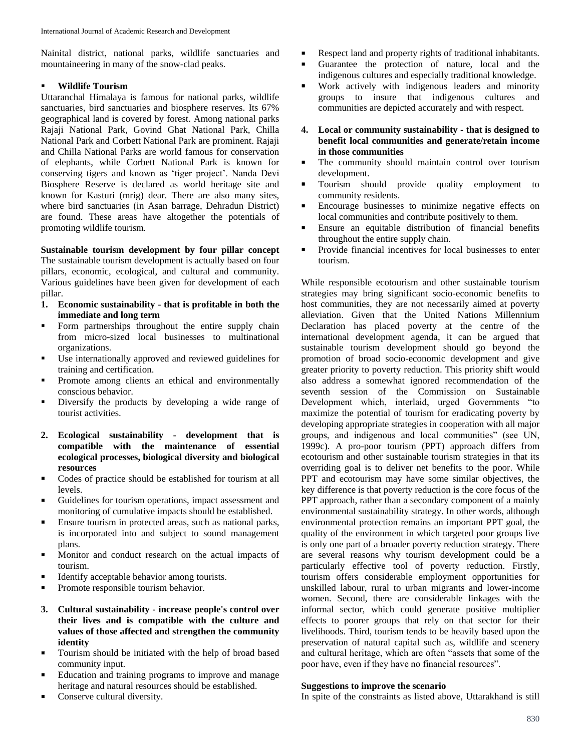Nainital district, national parks, wildlife sanctuaries and mountaineering in many of the snow-clad peaks.

- **Wildlife Tourism**

Uttaranchal Himalaya is famous for national parks, wildlife sanctuaries, bird sanctuaries and biosphere reserves. Its 67% geographical land is covered by forest. Among national parks Rajaji National Park, Govind Ghat National Park, Chilla National Park and Corbett National Park are prominent. Rajaji and Chilla National Parks are world famous for conservation of elephants, while Corbett National Park is known for conserving tigers and known as 'tiger project'. Nanda Devi Biosphere Reserve is declared as world heritage site and known for Kasturi (mrig) dear. There are also many sites, where bird sanctuaries (in Asan barrage, Dehradun District) are found. These areas have altogether the potentials of promoting wildlife tourism.

**Sustainable tourism development by four pillar concept**

The sustainable tourism development is actually based on four pillars, economic, ecological, and cultural and community. Various guidelines have been given for development of each pillar.

1. **Economic sustainability - that is profitable in both the immediate and long term**
   - Form partnerships throughout the entire supply chain from micro-sized local businesses to multinational organizations.
   - Use internationally approved and reviewed guidelines for training and certification.
   - Promote among clients an ethical and environmentally conscious behavior.
   - Diversify the products by developing a wide range of tourist activities.
2. **Ecological sustainability - development that is compatible with the maintenance of essential ecological processes, biological diversity and biological resources**
   - Codes of practice should be established for tourism at all levels.
   - Guidelines for tourism operations, impact assessment and monitoring of cumulative impacts should be established.
   - Ensure tourism in protected areas, such as national parks, is incorporated into and subject to sound management plans.
   - Monitor and conduct research on the actual impacts of tourism.
   - Identify acceptable behavior among tourists.
   - Promote responsible tourism behavior.
3. **Cultural sustainability - increase people's control over their lives and is compatible with the culture and values of those affected and strengthen the community identity**
   - Tourism should be initiated with the help of broad based community input.
   - Education and training programs to improve and manage heritage and natural resources should be established.
   - Conserve cultural diversity.
   - Respect land and property rights of traditional inhabitants.
   - Guarantee the protection of nature, local and the indigenous cultures and especially traditional knowledge.
   - Work actively with indigenous leaders and minority groups to insure that indigenous cultures and communities are depicted accurately and with respect.
4. **Local or community sustainability - that is designed to benefit local communities and generate/retain income in those communities**
   - The community should maintain control over tourism development.
   - Tourism should provide quality employment to community residents.
   - Encourage businesses to minimize negative effects on local communities and contribute positively to them.
   - Ensure an equitable distribution of financial benefits throughout the entire supply chain.
   - Provide financial incentives for local businesses to enter tourism.

While responsible ecotourism and other sustainable tourism strategies may bring significant socio-economic benefits to host communities, they are not necessarily aimed at poverty alleviation. Given that the United Nations Millennium Declaration has placed poverty at the centre of the international development agenda, it can be argued that sustainable tourism development should go beyond the promotion of broad socio-economic development and give greater priority to poverty reduction. This priority shift would also address a somewhat ignored recommendation of the seventh session of the Commission on Sustainable Development which, interlaid, urged Governments "to maximize the potential of tourism for eradicating poverty by developing appropriate strategies in cooperation with all major groups, and indigenous and local communities" (see UN, 1999c). A pro-poor tourism (PPT) approach differs from ecotourism and other sustainable tourism strategies in that its overriding goal is to deliver net benefits to the poor. While PPT and ecotourism may have some similar objectives, the key difference is that poverty reduction is the core focus of the PPT approach, rather than a secondary component of a mainly environmental sustainability strategy. In other words, although environmental protection remains an important PPT goal, the quality of the environment in which targeted poor groups live is only one part of a broader poverty reduction strategy. There are several reasons why tourism development could be a particularly effective tool of poverty reduction. Firstly, tourism offers considerable employment opportunities for unskilled labour, rural to urban migrants and lower-income women. Second, there are considerable linkages with the informal sector, which could generate positive multiplier effects to poorer groups that rely on that sector for their livelihoods. Third, tourism tends to be heavily based upon the preservation of natural capital such as, wildlife and scenery and cultural heritage, which are often "assets that some of the poor have, even if they have no financial resources".

**Suggestions to improve the scenario**

In spite of the constraints as listed above, Uttarakhand is still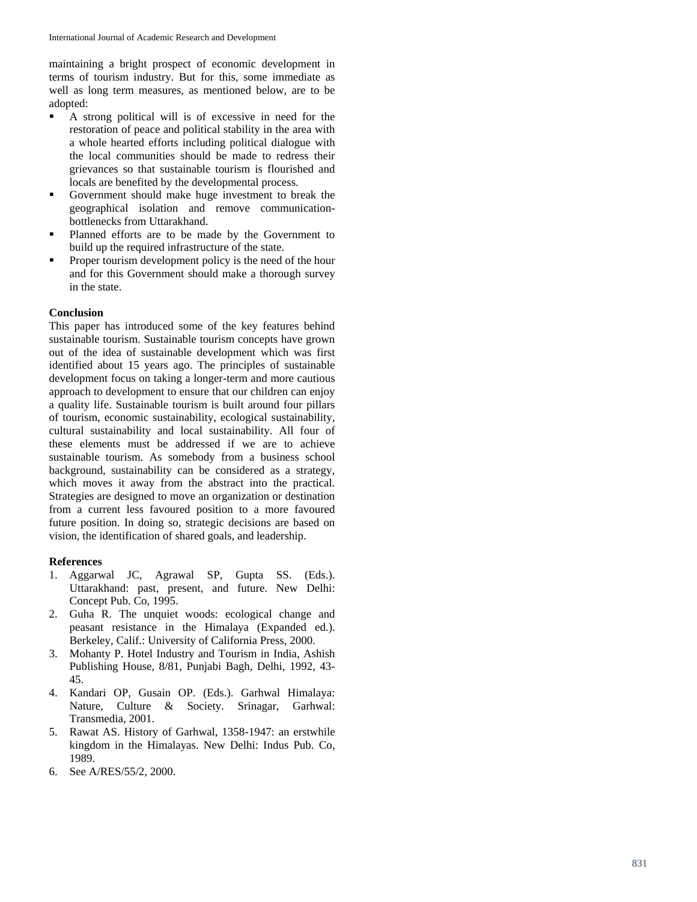maintaining a bright prospect of economic development in terms of tourism industry. But for this, some immediate as well as long term measures, as mentioned below, are to be adopted:

- A strong political will is of excessive in need for the restoration of peace and political stability in the area with a whole hearted efforts including political dialogue with the local communities should be made to redress their grievances so that sustainable tourism is flourished and locals are benefited by the developmental process.
- Government should make huge investment to break the geographical isolation and remove communication-bottlenecks from Uttarakhand.
- Planned efforts are to be made by the Government to build up the required infrastructure of the state.
- Proper tourism development policy is the need of the hour and for this Government should make a thorough survey in the state.

**Conclusion**

This paper has introduced some of the key features behind sustainable tourism. Sustainable tourism concepts have grown out of the idea of sustainable development which was first identified about 15 years ago. The principles of sustainable development focus on taking a longer-term and more cautious approach to development to ensure that our children can enjoy a quality life. Sustainable tourism is built around four pillars of tourism, economic sustainability, ecological sustainability, cultural sustainability and local sustainability. All four of these elements must be addressed if we are to achieve sustainable tourism. As somebody from a business school background, sustainability can be considered as a strategy, which moves it away from the abstract into the practical. Strategies are designed to move an organization or destination from a current less favoured position to a more favoured future position. In doing so, strategic decisions are based on vision, the identification of shared goals, and leadership.

**References**

1. Aggarwal JC, Agrawal SP, Gupta SS. (Eds.). Uttarakhand: past, present, and future. New Delhi: Concept Pub. Co, 1995.
2. Guha R. The unquiet woods: ecological change and peasant resistance in the Himalaya (Expanded ed.). Berkeley, Calif.: University of California Press, 2000.
3. Mohanty P. Hotel Industry and Tourism in India, Ashish Publishing House, 8/81, Punjabi Bagh, Delhi, 1992, 43-45.
4. Kandari OP, Gusain OP. (Eds.). Garhwal Himalaya: Nature, Culture & Society. Srinagar, Garhwal: Transmedia, 2001.
5. Rawat AS. History of Garhwal, 1358-1947: an erstwhile kingdom in the Himalayas. New Delhi: Indus Pub. Co, 1989.
6. See A/RES/55/2, 2000.